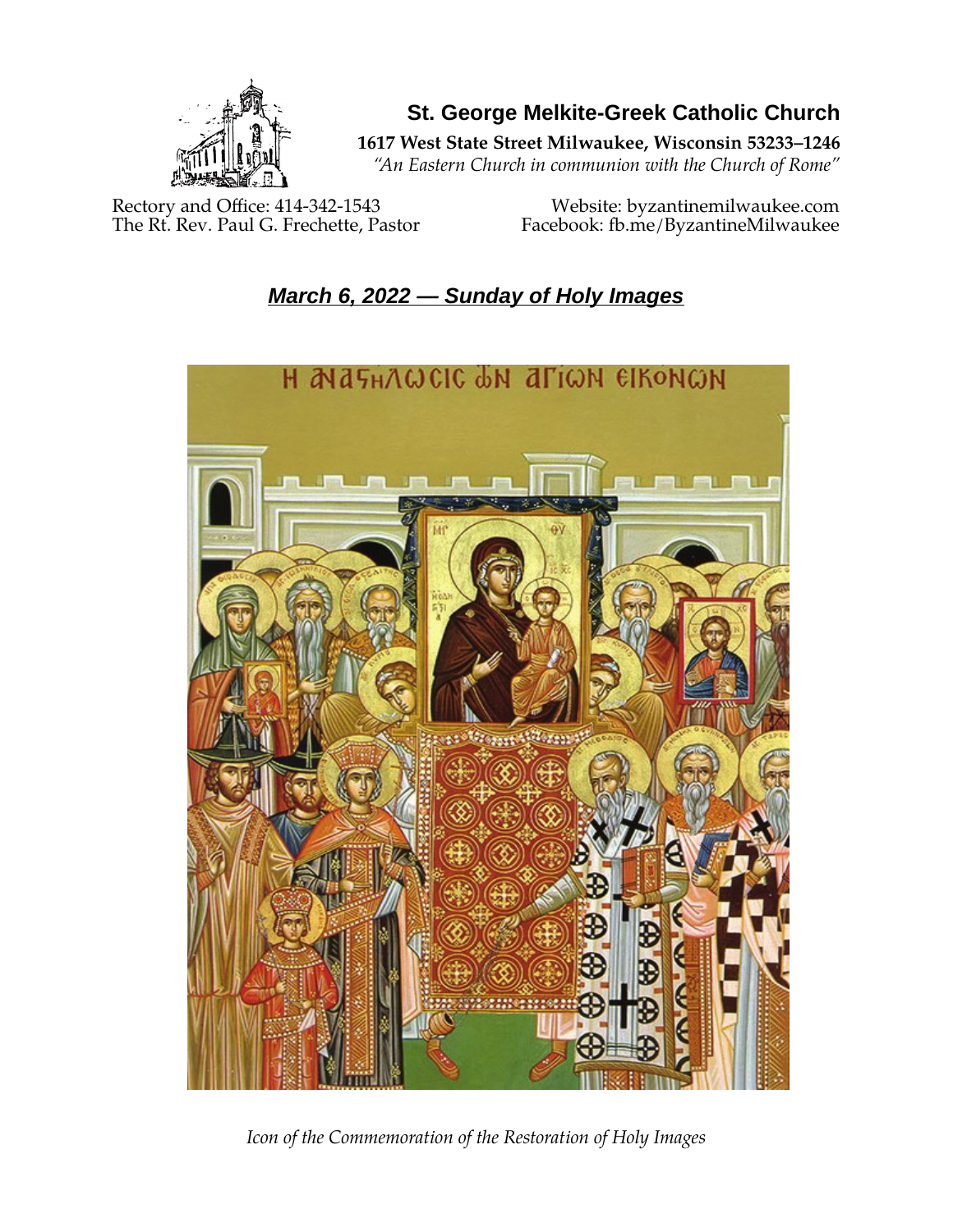# St. George Melkite-Greek Catholic Church

**1617 West State Street Milwaukee, Wisconsin 53233–1246**

*"An Eastern Church in communion with the Church of Rome"*

Rectory and Office: 414-342-1543
The Rt. Rev. Paul G. Frechette, Pastor

Website: byzantinemilwaukee.com
Facebook: fb.me/ByzantineMilwaukee

## ***March 6, 2022 — Sunday of Holy Images***

*Icon of the Commemoration of the Restoration of Holy Images*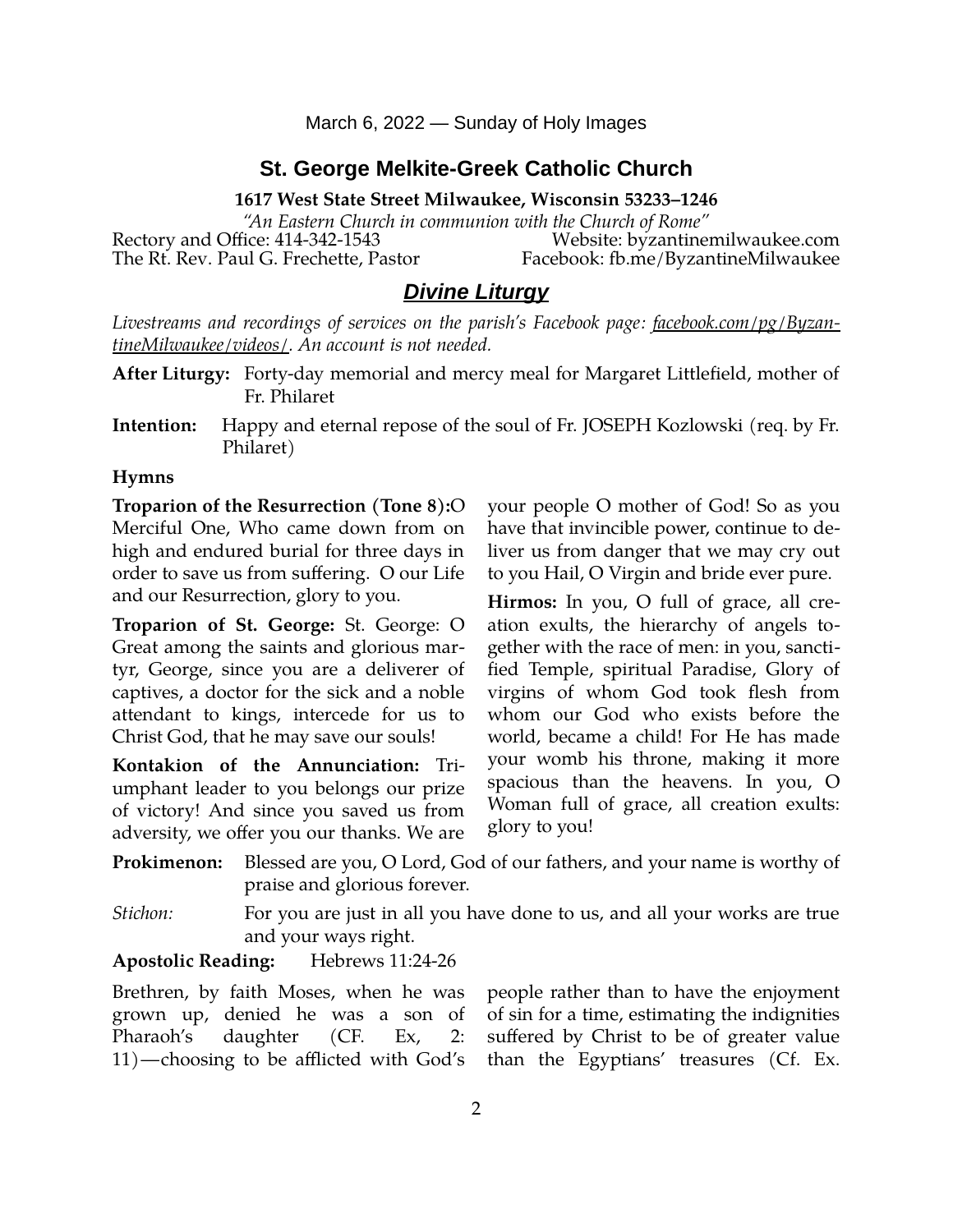March 6, 2022 — Sunday of Holy Images

## St. George Melkite-Greek Catholic Church

**1617 West State Street Milwaukee, Wisconsin 53233–1246**

*"An Eastern Church in communion with the Church of Rome"*

Rectory and Office: 414-342-1543 | Website: byzantinemilwaukee.com

The Rt. Rev. Paul G. Frechette, Pastor | Facebook: fb.me/ByzantineMilwaukee

## ***Divine Liturgy***

*Livestreams and recordings of services on the parish's Facebook page: facebook.com/pg/ByzantineMilwaukee/videos/. An account is not needed.*

**After Liturgy:** Forty-day memorial and mercy meal for Margaret Littlefield, mother of Fr. Philaret

**Intention:** Happy and eternal repose of the soul of Fr. JOSEPH Kozlowski (req. by Fr. Philaret)

### Hymns

**Troparion of the Resurrection (Tone 8):** O Merciful One, Who came down from on high and endured burial for three days in order to save us from suffering. O our Life and our Resurrection, glory to you.

**Troparion of St. George:** St. George: O Great among the saints and glorious martyr, George, since you are a deliverer of captives, a doctor for the sick and a noble attendant to kings, intercede for us to Christ God, that he may save our souls!

**Kontakion of the Annunciation:** Triumphant leader to you belongs our prize of victory! And since you saved us from adversity, we offer you our thanks. We are your people O mother of God! So as you have that invincible power, continue to deliver us from danger that we may cry out to you Hail, O Virgin and bride ever pure.

**Hirmos:** In you, O full of grace, all creation exults, the hierarchy of angels together with the race of men: in you, sanctified Temple, spiritual Paradise, Glory of virgins of whom God took flesh from whom our God who exists before the world, became a child! For He has made your womb his throne, making it more spacious than the heavens. In you, O Woman full of grace, all creation exults: glory to you!

**Prokimenon:** Blessed are you, O Lord, God of our fathers, and your name is worthy of praise and glorious forever.

*Stichon:* For you are just in all you have done to us, and all your works are true and your ways right.

**Apostolic Reading:** Hebrews 11:24-26

Brethren, by faith Moses, when he was grown up, denied he was a son of Pharaoh's daughter (CF. Ex, 2: 11)—choosing to be afflicted with God's people rather than to have the enjoyment of sin for a time, estimating the indignities suffered by Christ to be of greater value than the Egyptians' treasures (Cf. Ex.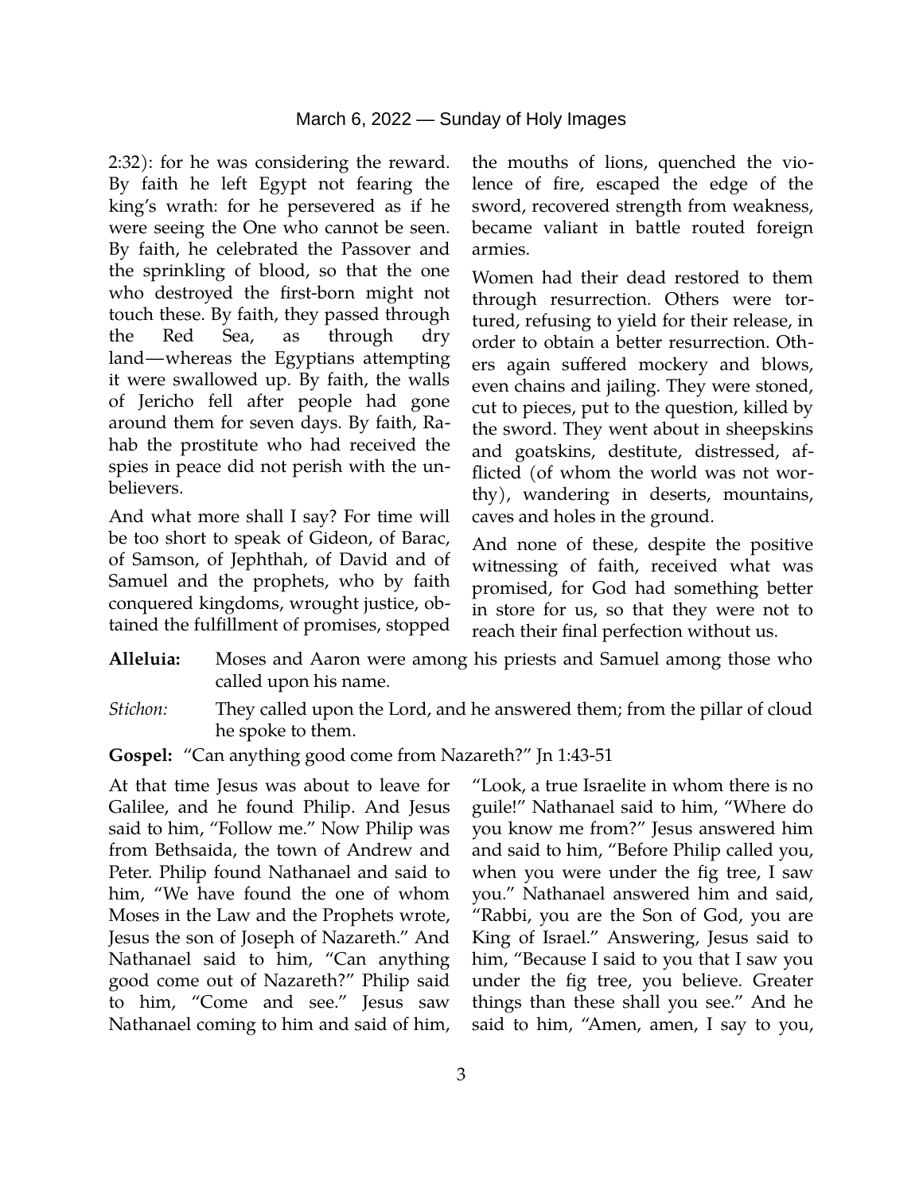2:32): for he was considering the reward. By faith he left Egypt not fearing the king's wrath: for he persevered as if he were seeing the One who cannot be seen. By faith, he celebrated the Passover and the sprinkling of blood, so that the one who destroyed the first-born might not touch these. By faith, they passed through the Red Sea, as through dry land—whereas the Egyptians attempting it were swallowed up. By faith, the walls of Jericho fell after people had gone around them for seven days. By faith, Rahab the prostitute who had received the spies in peace did not perish with the unbelievers.

And what more shall I say? For time will be too short to speak of Gideon, of Barac, of Samson, of Jephthah, of David and of Samuel and the prophets, who by faith conquered kingdoms, wrought justice, obtained the fulfillment of promises, stopped the mouths of lions, quenched the violence of fire, escaped the edge of the sword, recovered strength from weakness, became valiant in battle routed foreign armies.

Women had their dead restored to them through resurrection. Others were tortured, refusing to yield for their release, in order to obtain a better resurrection. Others again suffered mockery and blows, even chains and jailing. They were stoned, cut to pieces, put to the question, killed by the sword. They went about in sheepskins and goatskins, destitute, distressed, afflicted (of whom the world was not worthy), wandering in deserts, mountains, caves and holes in the ground.

And none of these, despite the positive witnessing of faith, received what was promised, for God had something better in store for us, so that they were not to reach their final perfection without us.

**Alleluia:** Moses and Aaron were among his priests and Samuel among those who called upon his name.

*Stichon:* They called upon the Lord, and he answered them; from the pillar of cloud he spoke to them.

**Gospel:** "Can anything good come from Nazareth?" Jn 1:43-51

At that time Jesus was about to leave for Galilee, and he found Philip. And Jesus said to him, "Follow me." Now Philip was from Bethsaida, the town of Andrew and Peter. Philip found Nathanael and said to him, "We have found the one of whom Moses in the Law and the Prophets wrote, Jesus the son of Joseph of Nazareth." And Nathanael said to him, "Can anything good come out of Nazareth?" Philip said to him, "Come and see." Jesus saw Nathanael coming to him and said of him, "Look, a true Israelite in whom there is no guile!" Nathanael said to him, "Where do you know me from?" Jesus answered him and said to him, "Before Philip called you, when you were under the fig tree, I saw you." Nathanael answered him and said, "Rabbi, you are the Son of God, you are King of Israel." Answering, Jesus said to him, "Because I said to you that I saw you under the fig tree, you believe. Greater things than these shall you see." And he said to him, "Amen, amen, I say to you,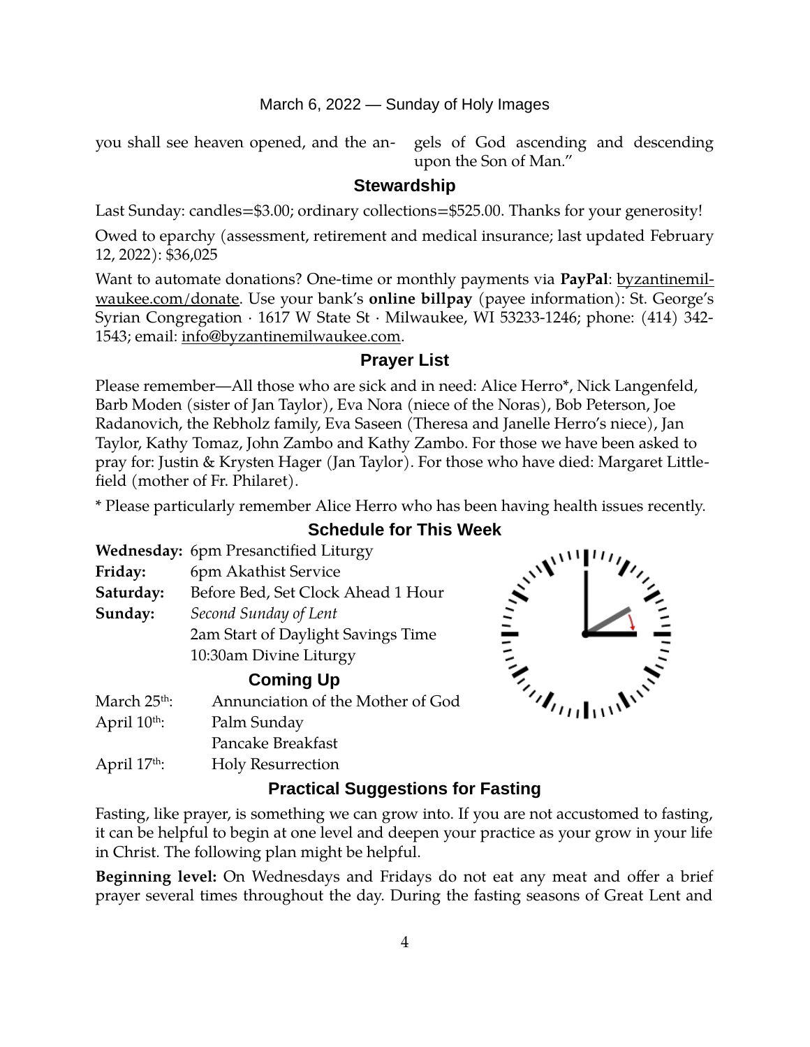you shall see heaven opened, and the angels of God ascending and descending upon the Son of Man."

## Stewardship

Last Sunday: candles=$3.00; ordinary collections=$525.00. Thanks for your generosity!

Owed to eparchy (assessment, retirement and medical insurance; last updated February 12, 2022): $36,025

Want to automate donations? One-time or monthly payments via **PayPal**: byzantinemilwaukee.com/donate. Use your bank's **online billpay** (payee information): St. George's Syrian Congregation · 1617 W State St · Milwaukee, WI 53233-1246; phone: (414) 342-1543; email: info@byzantinemilwaukee.com.

## Prayer List

Please remember—All those who are sick and in need: Alice Herro*, Nick Langenfeld, Barb Moden (sister of Jan Taylor), Eva Nora (niece of the Noras), Bob Peterson, Joe Radanovich, the Rebholz family, Eva Saseen (Theresa and Janelle Herro's niece), Jan Taylor, Kathy Tomaz, John Zambo and Kathy Zambo. For those we have been asked to pray for: Justin & Krysten Hager (Jan Taylor). For those who have died: Margaret Littlefield (mother of Fr. Philaret).

* Please particularly remember Alice Herro who has been having health issues recently.

## Schedule for This Week

**Wednesday:** 6pm Presanctified Liturgy
**Friday:** 6pm Akathist Service
**Saturday:** Before Bed, Set Clock Ahead 1 Hour
**Sunday:** *Second Sunday of Lent*
2am Start of Daylight Savings Time
10:30am Divine Liturgy

## Coming Up

March 25th: Annunciation of the Mother of God
April 10th: Palm Sunday
Pancake Breakfast
April 17th: Holy Resurrection

## Practical Suggestions for Fasting

Fasting, like prayer, is something we can grow into. If you are not accustomed to fasting, it can be helpful to begin at one level and deepen your practice as your grow in your life in Christ. The following plan might be helpful.

**Beginning level:** On Wednesdays and Fridays do not eat any meat and offer a brief prayer several times throughout the day. During the fasting seasons of Great Lent and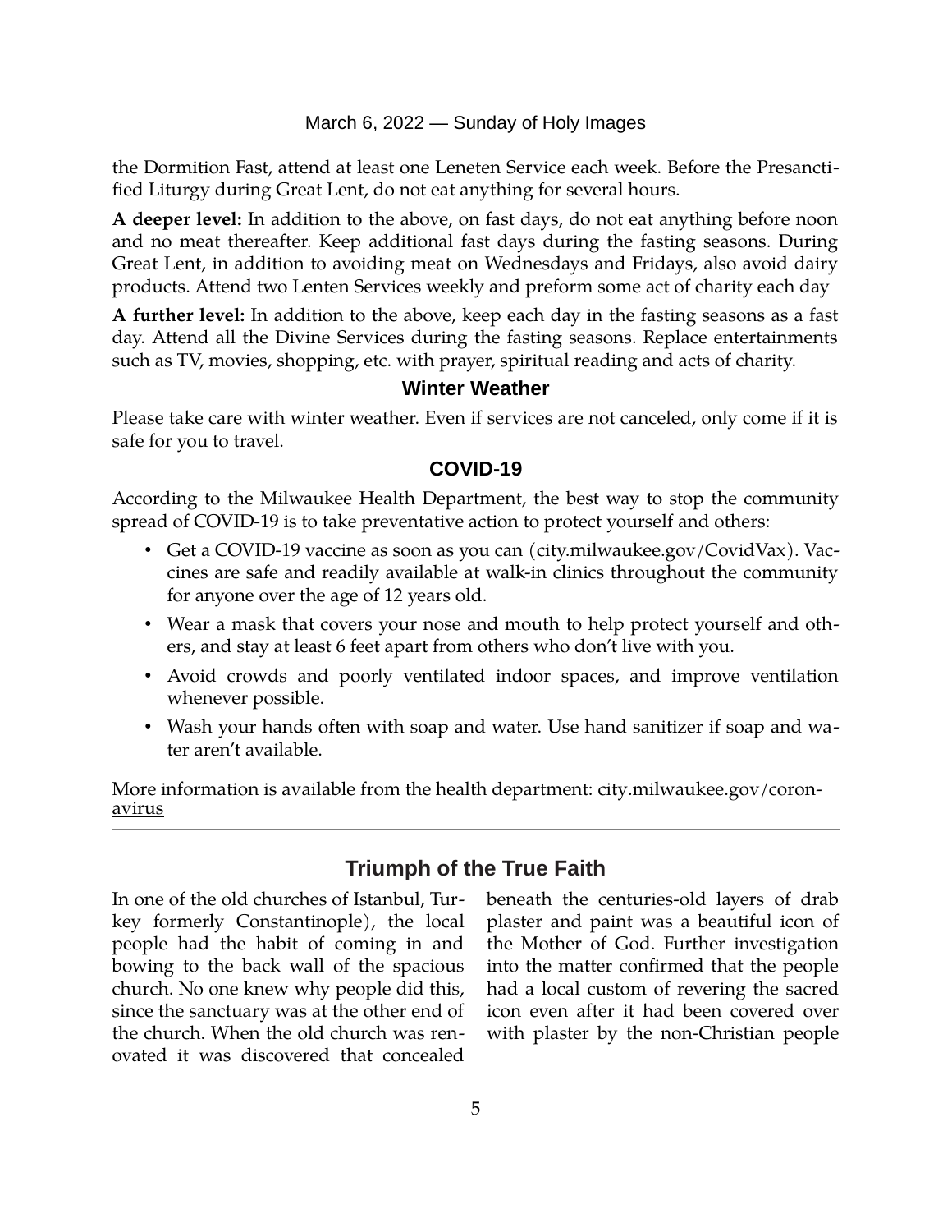the Dormition Fast, attend at least one Leneten Service each week. Before the Presanctified Liturgy during Great Lent, do not eat anything for several hours.

**A deeper level:** In addition to the above, on fast days, do not eat anything before noon and no meat thereafter. Keep additional fast days during the fasting seasons. During Great Lent, in addition to avoiding meat on Wednesdays and Fridays, also avoid dairy products. Attend two Lenten Services weekly and preform some act of charity each day

**A further level:** In addition to the above, keep each day in the fasting seasons as a fast day. Attend all the Divine Services during the fasting seasons. Replace entertainments such as TV, movies, shopping, etc. with prayer, spiritual reading and acts of charity.

### Winter Weather

Please take care with winter weather. Even if services are not canceled, only come if it is safe for you to travel.

### COVID-19

According to the Milwaukee Health Department, the best way to stop the community spread of COVID-19 is to take preventative action to protect yourself and others:

- Get a COVID-19 vaccine as soon as you can (city.milwaukee.gov/CovidVax). Vaccines are safe and readily available at walk-in clinics throughout the community for anyone over the age of 12 years old.
- Wear a mask that covers your nose and mouth to help protect yourself and others, and stay at least 6 feet apart from others who don't live with you.
- Avoid crowds and poorly ventilated indoor spaces, and improve ventilation whenever possible.
- Wash your hands often with soap and water. Use hand sanitizer if soap and water aren't available.

More information is available from the health department: city.milwaukee.gov/coronavirus

---

## Triumph of the True Faith

In one of the old churches of Istanbul, Turkey formerly Constantinople), the local people had the habit of coming in and bowing to the back wall of the spacious church. No one knew why people did this, since the sanctuary was at the other end of the church. When the old church was renovated it was discovered that concealed beneath the centuries-old layers of drab plaster and paint was a beautiful icon of the Mother of God. Further investigation into the matter confirmed that the people had a local custom of revering the sacred icon even after it had been covered over with plaster by the non-Christian people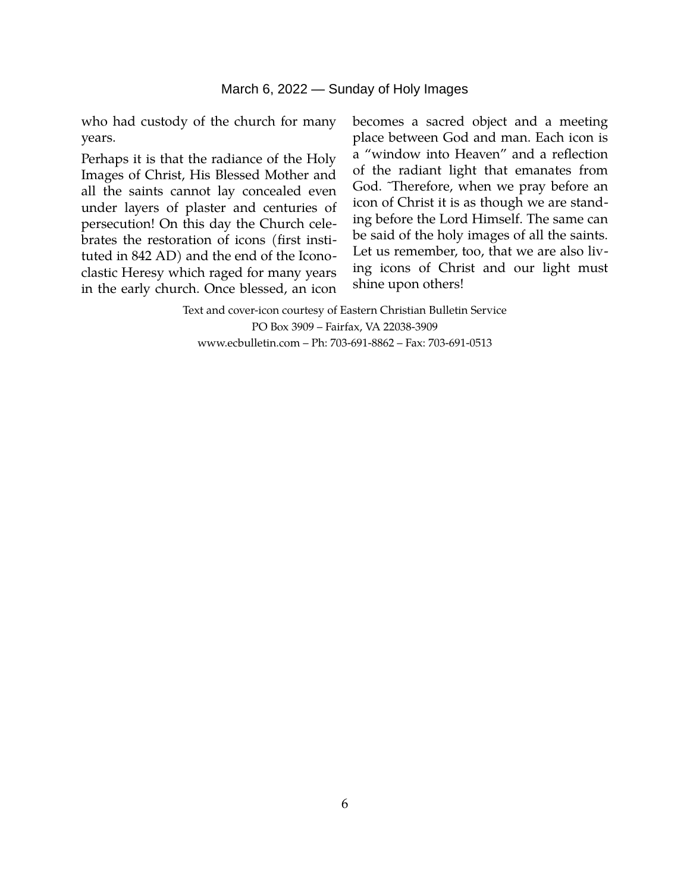who had custody of the church for many years.

Perhaps it is that the radiance of the Holy Images of Christ, His Blessed Mother and all the saints cannot lay concealed even under layers of plaster and centuries of persecution! On this day the Church celebrates the restoration of icons (first instituted in 842 AD) and the end of the Iconoclastic Heresy which raged for many years in the early church. Once blessed, an icon becomes a sacred object and a meeting place between God and man. Each icon is a "window into Heaven" and a reflection of the radiant light that emanates from God. ˜Therefore, when we pray before an icon of Christ it is as though we are standing before the Lord Himself. The same can be said of the holy images of all the saints. Let us remember, too, that we are also living icons of Christ and our light must shine upon others!

Text and cover-icon courtesy of Eastern Christian Bulletin Service
PO Box 3909 – Fairfax, VA 22038-3909
www.ecbulletin.com – Ph: 703-691-8862 – Fax: 703-691-0513